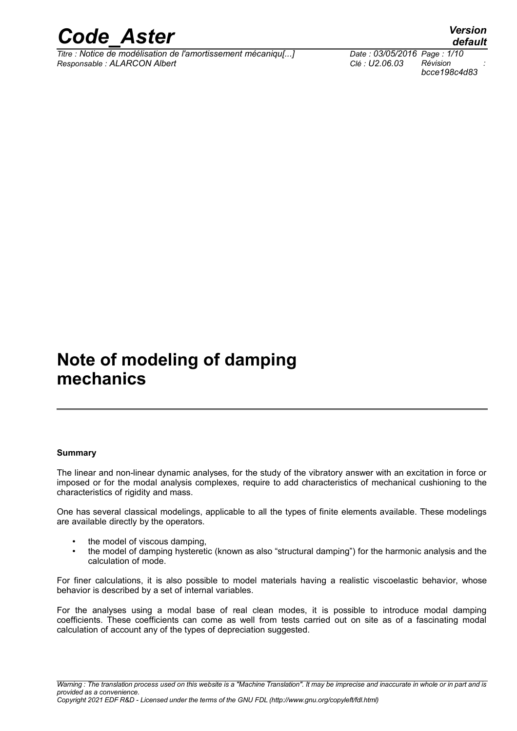# Note of modeling of damping mechanics

**Summary**

The linear and non-linear dynamic analyses, for the study of the vibratory answer with an excitation in force or imposed or for the modal analysis complexes, require to add characteristics of mechanical cushioning to the characteristics of rigidity and mass.

One has several classical modelings, applicable to all the types of finite elements available. These modelings are available directly by the operators.

- the model of viscous damping,
- the model of damping hysteretic (known as also “structural damping”) for the harmonic analysis and the calculation of mode.

For finer calculations, it is also possible to model materials having a realistic viscoelastic behavior, whose behavior is described by a set of internal variables.

For the analyses using a modal base of real clean modes, it is possible to introduce modal damping coefficients. These coefficients can come as well from tests carried out on site as of a fascinating modal calculation of account any of the types of depreciation suggested.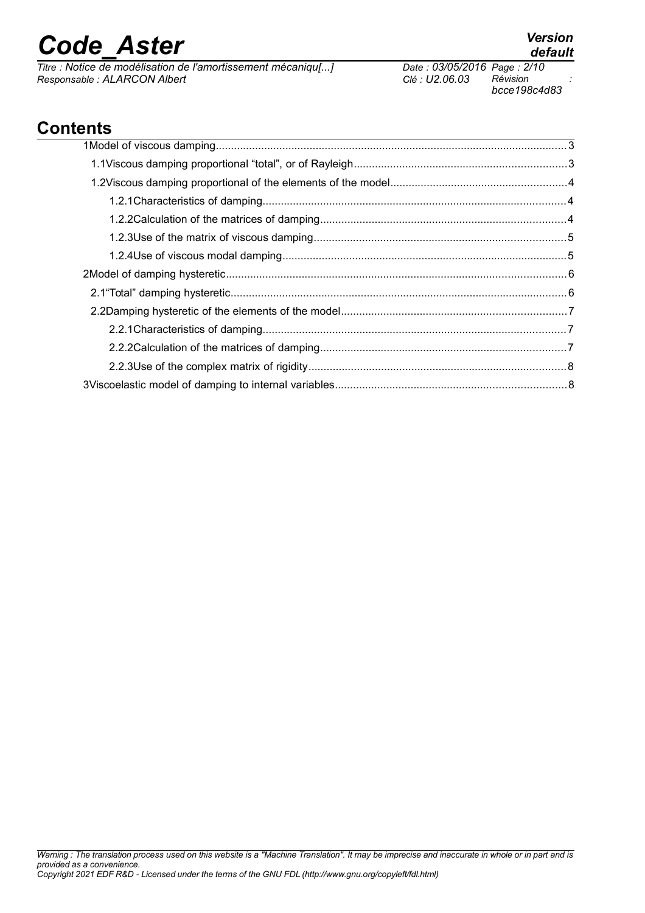## Contents

1Model of viscous damping....................................................................................................................3

1.1Viscous damping proportional “total”, or of Rayleigh.....................................................................3

1.2Viscous damping proportional of the elements of the model..........................................................4

1.2.1Characteristics of damping...................................................................................................4

1.2.2Calculation of the matrices of damping................................................................................4

1.2.3Use of the matrix of viscous damping..................................................................................5

1.2.4Use of viscous modal damping.............................................................................................5

2Model of damping hysteretic...............................................................................................................6

2.1“Total” damping hysteretic.............................................................................................................6

2.2Damping hysteretic of the elements of the model..........................................................................7

2.2.1Characteristics of damping...................................................................................................7

2.2.2Calculation of the matrices of damping................................................................................7

2.2.3Use of the complex matrix of rigidity....................................................................................8

3Viscoelastic model of damping to internal variables...........................................................................8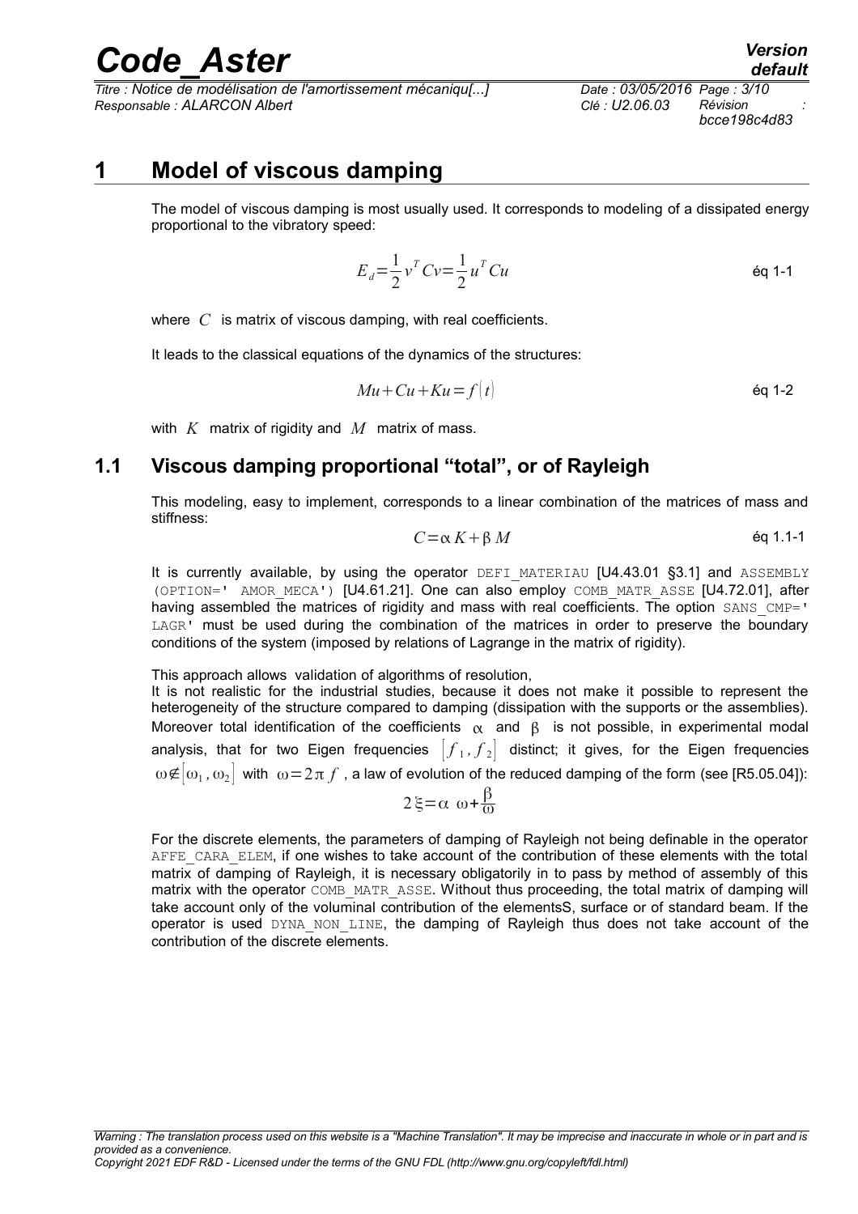# 1 Model of viscous damping

The model of viscous damping is most usually used. It corresponds to modeling of a dissipated energy proportional to the vibratory speed:

$$E_d = \frac{1}{2} v^T C v = \frac{1}{2} u^T C u \qquad \text{éq 1-1}$$

where $C$ is matrix of viscous damping, with real coefficients.

It leads to the classical equations of the dynamics of the structures:

$$Mu + Cu + Ku = f(t) \qquad \text{éq 1-2}$$

with $K$ matrix of rigidity and $M$ matrix of mass.

## 1.1 Viscous damping proportional "total", or of Rayleigh

This modeling, easy to implement, corresponds to a linear combination of the matrices of mass and stiffness:

$$C = \alpha K + \beta M \qquad \text{éq 1.1-1}$$

It is currently available, by using the operator `DEFI_MATERIAU` [U4.43.01 §3.1] and `ASSEMBLY (OPTION=' AMOR_MECA')` [U4.61.21]. One can also employ `COMB_MATR_ASSE` [U4.72.01], after having assembled the matrices of rigidity and mass with real coefficients. The option `SANS_CMP=' LAGR'` must be used during the combination of the matrices in order to preserve the boundary conditions of the system (imposed by relations of Lagrange in the matrix of rigidity).

This approach allows validation of algorithms of resolution,
It is not realistic for the industrial studies, because it does not make it possible to represent the heterogeneity of the structure compared to damping (dissipation with the supports or the assemblies). Moreover total identification of the coefficients $\alpha$ and $\beta$ is not possible, in experimental modal analysis, that for two Eigen frequencies $[f_1, f_2]$ distinct; it gives, for the Eigen frequencies $\omega \notin [\omega_1, \omega_2]$ with $\omega = 2\pi f$, a law of evolution of the reduced damping of the form (see [R5.05.04]):

$$2\xi = \alpha\ \omega + \frac{\beta}{\omega}$$

For the discrete elements, the parameters of damping of Rayleigh not being definable in the operator `AFFE_CARA_ELEM`, if one wishes to take account of the contribution of these elements with the total matrix of damping of Rayleigh, it is necessary obligatorily in to pass by method of assembly of this matrix with the operator `COMB_MATR_ASSE`. Without thus proceeding, the total matrix of damping will take account only of the voluminal contribution of the elementsS, surface or of standard beam. If the operator is used `DYNA_NON_LINE`, the damping of Rayleigh thus does not take account of the contribution of the discrete elements.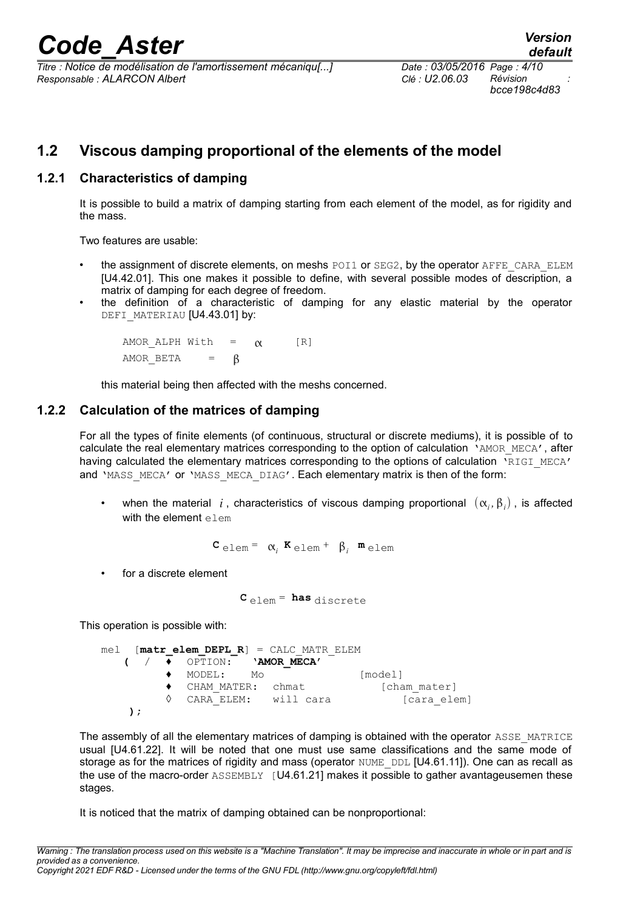## 1.2 Viscous damping proportional of the elements of the model

### 1.2.1 Characteristics of damping

It is possible to build a matrix of damping starting from each element of the model, as for rigidity and the mass.

Two features are usable:

- the assignment of discrete elements, on meshs POI1 or SEG2, by the operator AFFE_CARA_ELEM [U4.42.01]. This one makes it possible to define, with several possible modes of description, a matrix of damping for each degree of freedom.
- the definition of a characteristic of damping for any elastic material by the operator DEFI_MATERIAU [U4.43.01] by:

```
AMOR_ALPH With  =  α      [R]
AMOR_BETA       =  β
```

this material being then affected with the meshs concerned.

### 1.2.2 Calculation of the matrices of damping

For all the types of finite elements (of continuous, structural or discrete mediums), it is possible of to calculate the real elementary matrices corresponding to the option of calculation 'AMOR_MECA', after having calculated the elementary matrices corresponding to the options of calculation 'RIGI_MECA' and 'MASS_MECA' or 'MASS_MECA_DIAG'. Each elementary matrix is then of the form:

- when the material $i$, characteristics of viscous damping proportional $(\alpha_i, \beta_i)$, is affected with the element elem

$$\mathbf{C}_{\text{elem}} = \alpha_i \, \mathbf{K}_{\text{elem}} + \beta_i \, \mathbf{m}_{\text{elem}}$$

- for a discrete element

$$\mathbf{C}_{\text{elem}} = \mathbf{has}_{\text{discrete}}$$

This operation is possible with:

```
mel  [matr_elem_DEPL_R] = CALC_MATR_ELEM
   (  /  ♦  OPTION:   'AMOR_MECA'
         ♦  MODEL:    Mo                [model]
         ♦  CHAM_MATER:  chmat              [cham_mater]
         ◊  CARA_ELEM:   will cara              [cara_elem]
    );
```

The assembly of all the elementary matrices of damping is obtained with the operator ASSE_MATRICE usual [U4.61.22]. It will be noted that one must use same classifications and the same mode of storage as for the matrices of rigidity and mass (operator NUME_DDL [U4.61.11]). One can as recall as the use of the macro-order ASSEMBLY [U4.61.21] makes it possible to gather avantageusemen these stages.

It is noticed that the matrix of damping obtained can be nonproportional: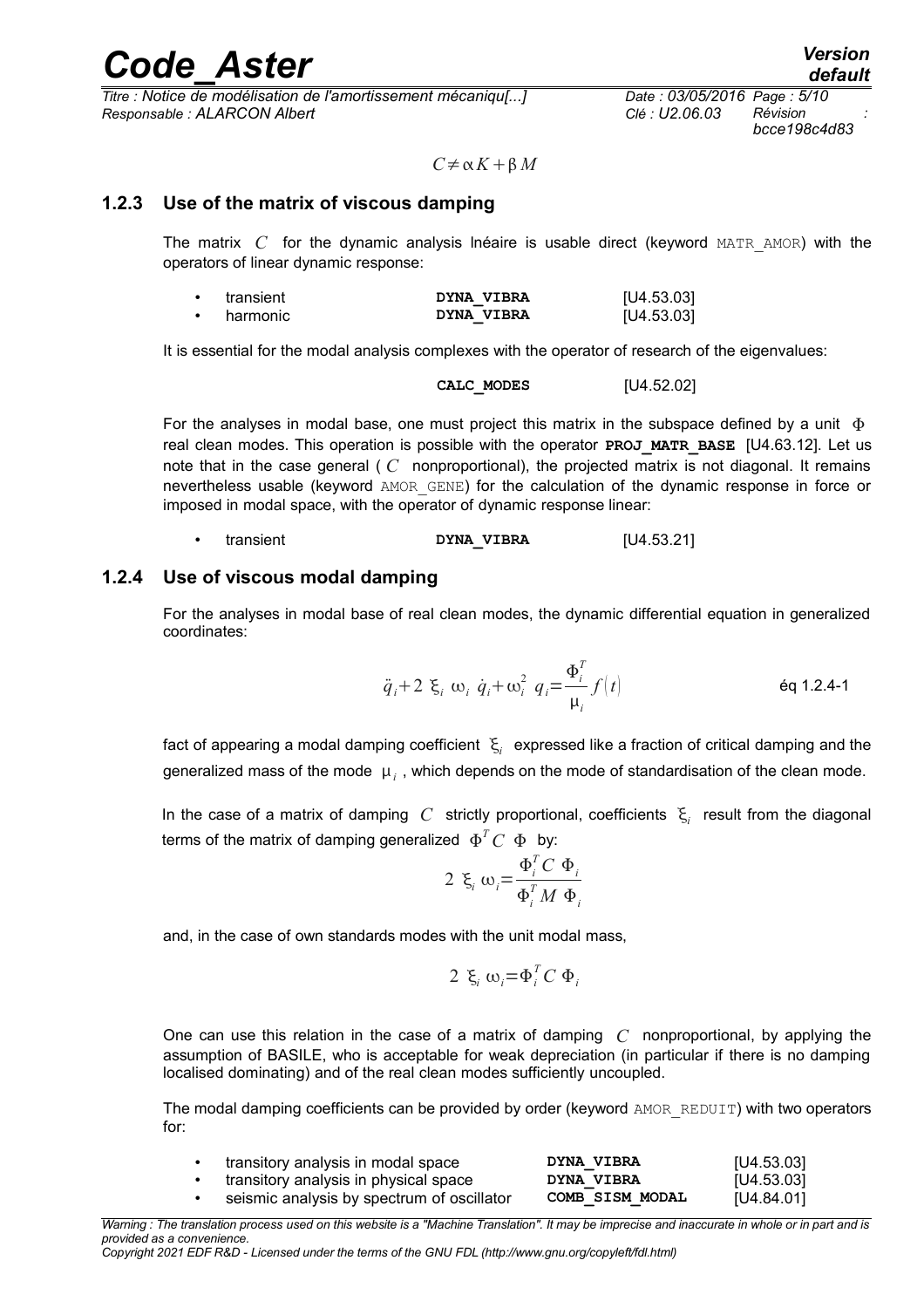$$C \neq \alpha K + \beta M$$

### 1.2.3 Use of the matrix of viscous damping

The matrix $C$ for the dynamic analysis lnéaire is usable direct (keyword MATR_AMOR) with the operators of linear dynamic response:

| | | |
|---|---|---|
| • transient | **DYNA_VIBRA** | [U4.53.03] |
| • harmonic | **DYNA_VIBRA** | [U4.53.03] |

It is essential for the modal analysis complexes with the operator of research of the eigenvalues:

**CALC_MODES** [U4.52.02]

For the analyses in modal base, one must project this matrix in the subspace defined by a unit $\Phi$ real clean modes. This operation is possible with the operator **PROJ_MATR_BASE** [U4.63.12]. Let us note that in the case general ( $C$ nonproportional), the projected matrix is not diagonal. It remains nevertheless usable (keyword AMOR_GENE) for the calculation of the dynamic response in force or imposed in modal space, with the operator of dynamic response linear:

- transient **DYNA_VIBRA** [U4.53.21]

### 1.2.4 Use of viscous modal damping

For the analyses in modal base of real clean modes, the dynamic differential equation in generalized coordinates:

$$\ddot{q}_i + 2\ \xi_i\ \omega_i\ \dot{q}_i + \omega_i^2\ q_i = \frac{\Phi_i^T}{\mu_i} f(t) \qquad \text{éq 1.2.4-1}$$

fact of appearing a modal damping coefficient $\xi_i$ expressed like a fraction of critical damping and the generalized mass of the mode $\mu_i$, which depends on the mode of standardisation of the clean mode.

In the case of a matrix of damping $C$ strictly proportional, coefficients $\xi_i$ result from the diagonal terms of the matrix of damping generalized $\Phi^T C\ \Phi$ by:

$$2\ \xi_i\ \omega_i = \frac{\Phi_i^T C\ \Phi_i}{\Phi_i^T M\ \Phi_i}$$

and, in the case of own standards modes with the unit modal mass,

$$2\ \xi_i\ \omega_i = \Phi_i^T C\ \Phi_i$$

One can use this relation in the case of a matrix of damping $C$ nonproportional, by applying the assumption of BASILE, who is acceptable for weak depreciation (in particular if there is no damping localised dominating) and of the real clean modes sufficiently uncoupled.

The modal damping coefficients can be provided by order (keyword AMOR_REDUIT) with two operators for:

| | | |
|---|---|---|
| • transitory analysis in modal space | **DYNA_VIBRA** | [U4.53.03] |
| • transitory analysis in physical space | **DYNA_VIBRA** | [U4.53.03] |
| • seismic analysis by spectrum of oscillator | **COMB_SISM_MODAL** | [U4.84.01] |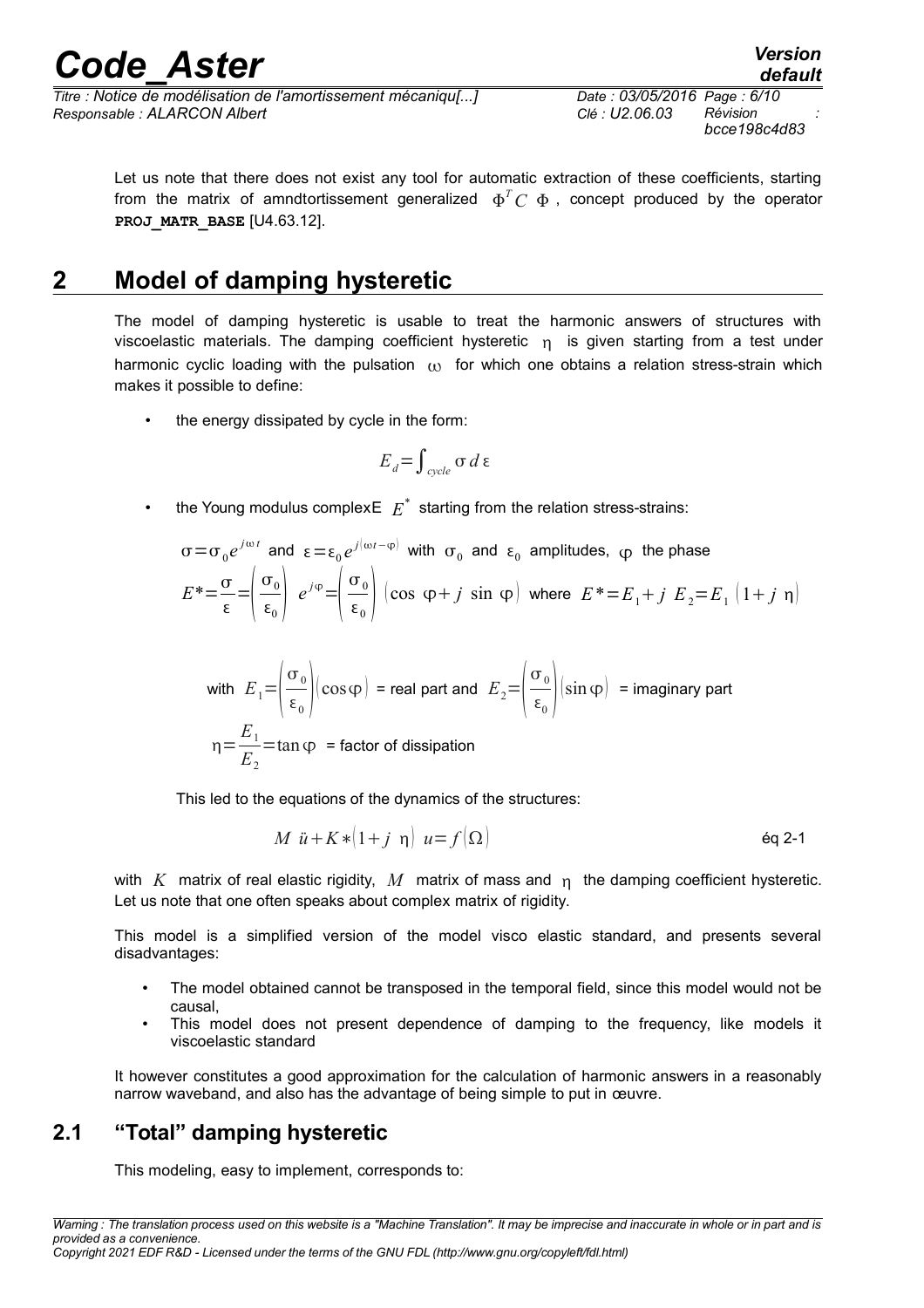Let us note that there does not exist any tool for automatic extraction of these coefficients, starting from the matrix of amndtortissement generalized $\Phi^T C \ \Phi$, concept produced by the operator **PROJ_MATR_BASE** [U4.63.12].

# 2 Model of damping hysteretic

The model of damping hysteretic is usable to treat the harmonic answers of structures with viscoelastic materials. The damping coefficient hysteretic $\eta$ is given starting from a test under harmonic cyclic loading with the pulsation $\omega$ for which one obtains a relation stress-strain which makes it possible to define:

- the energy dissipated by cycle in the form:

$$E_d = \int_{cycle} \sigma \, d\, \varepsilon$$

- the Young modulus complexE $E^*$ starting from the relation stress-strains:

$\sigma = \sigma_0 e^{j\omega t}$ and $\varepsilon = \varepsilon_0 e^{j(\omega t - \varphi)}$ with $\sigma_0$ and $\varepsilon_0$ amplitudes, $\varphi$ the phase

$E^* = \dfrac{\sigma}{\varepsilon} = \left(\dfrac{\sigma_0}{\varepsilon_0}\right) \ e^{j\varphi} = \left(\dfrac{\sigma_0}{\varepsilon_0}\right) \left(\cos \ \varphi + j \ \sin \ \varphi\right)$ where $E^* = E_1 + j \ E_2 = E_1 \left(1 + j \ \eta\right)$

with $E_1 = \left(\dfrac{\sigma_0}{\varepsilon_0}\right)\left(\cos\varphi\right)$ = real part and $E_2 = \left(\dfrac{\sigma_0}{\varepsilon_0}\right)\left(\sin\varphi\right)$ = imaginary part

$\eta = \dfrac{E_1}{E_2} = \tan\varphi$ = factor of dissipation

This led to the equations of the dynamics of the structures:

$$M \ \ddot{u} + K * \left(1 + j \ \eta\right) \ u = f\left(\Omega\right) \qquad \text{éq 2-1}$$

with $K$ matrix of real elastic rigidity, $M$ matrix of mass and $\eta$ the damping coefficient hysteretic. Let us note that one often speaks about complex matrix of rigidity.

This model is a simplified version of the model visco elastic standard, and presents several disadvantages:

- The model obtained cannot be transposed in the temporal field, since this model would not be causal,
- This model does not present dependence of damping to the frequency, like models it viscoelastic standard

It however constitutes a good approximation for the calculation of harmonic answers in a reasonably narrow waveband, and also has the advantage of being simple to put in œuvre.

## 2.1 "Total" damping hysteretic

This modeling, easy to implement, corresponds to: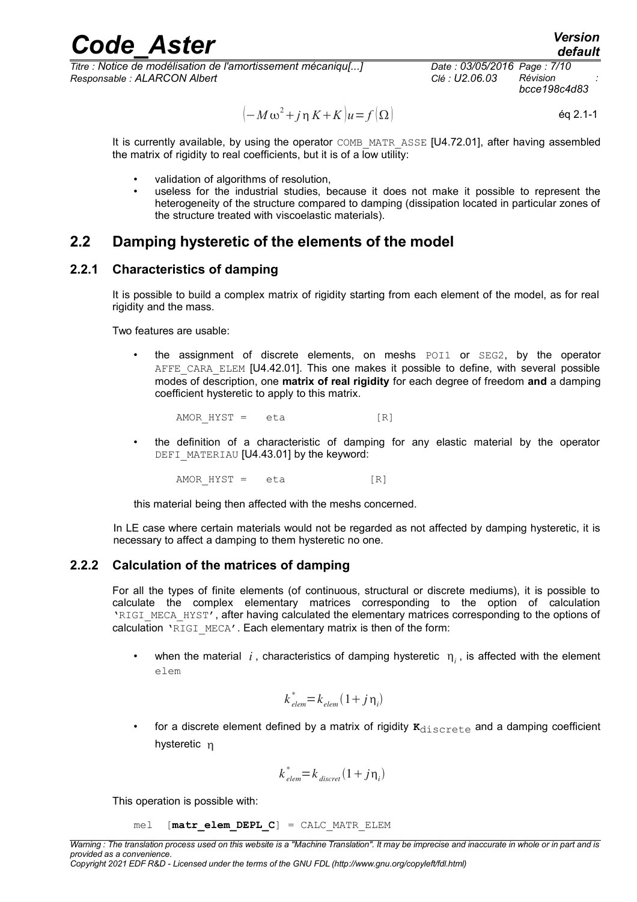$$\left(-M\omega^2+j\eta K+K\right)u=f\left(\Omega\right) \quad \text{éq 2.1-1}$$

It is currently available, by using the operator COMB_MATR_ASSE [U4.72.01], after having assembled the matrix of rigidity to real coefficients, but it is of a low utility:

- validation of algorithms of resolution,
- useless for the industrial studies, because it does not make it possible to represent the heterogeneity of the structure compared to damping (dissipation located in particular zones of the structure treated with viscoelastic materials).

## 2.2 Damping hysteretic of the elements of the model

### 2.2.1 Characteristics of damping

It is possible to build a complex matrix of rigidity starting from each element of the model, as for real rigidity and the mass.

Two features are usable:

- the assignment of discrete elements, on meshs POI1 or SEG2, by the operator AFFE_CARA_ELEM [U4.42.01]. This one makes it possible to define, with several possible modes of description, one **matrix of real rigidity** for each degree of freedom **and** a damping coefficient hysteretic to apply to this matrix.

```
AMOR_HYST =   eta              [R]
```

- the definition of a characteristic of damping for any elastic material by the operator DEFI_MATERIAU [U4.43.01] by the keyword:

```
AMOR_HYST =   eta              [R]
```

this material being then affected with the meshs concerned.

In LE case where certain materials would not be regarded as not affected by damping hysteretic, it is necessary to affect a damping to them hysteretic no one.

### 2.2.2 Calculation of the matrices of damping

For all the types of finite elements (of continuous, structural or discrete mediums), it is possible to calculate the complex elementary matrices corresponding to the option of calculation 'RIGI_MECA_HYST', after having calculated the elementary matrices corresponding to the options of calculation 'RIGI_MECA'. Each elementary matrix is then of the form:

- when the material $i$, characteristics of damping hysteretic $\eta_i$, is affected with the element elem

$$k^*_{elem}=k_{elem}\left(1+j\eta_i\right)$$

- for a discrete element defined by a matrix of rigidity $\mathbf{K}_{\text{discrete}}$ and a damping coefficient hysteretic $\eta$

$$k^*_{elem}=k_{discret}\left(1+j\eta_i\right)$$

This operation is possible with:

```
mel  [matr_elem_DEPL_C] = CALC_MATR_ELEM
```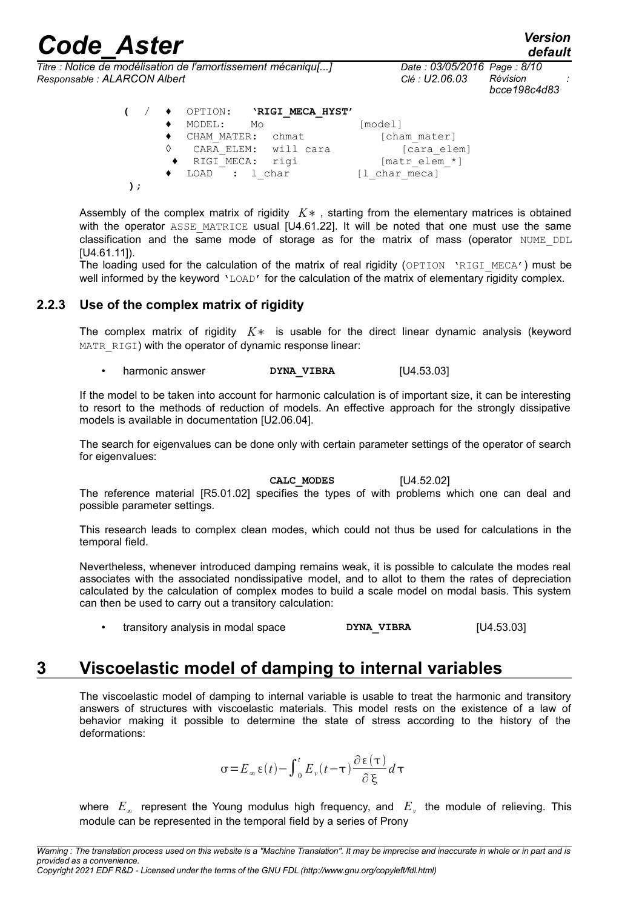```
( / ♦ OPTION:   'RIGI_MECA_HYST'
    ♦ MODEL:    Mo                  [model]
    ♦ CHAM_MATER:  chmat              [cham_mater]
    ◊  CARA_ELEM:  will cara            [cara_elem]
    ♦ RIGI_MECA:  rigi               [matr_elem_*]
    ♦ LOAD    : l_char            [l_char_meca]
);
```

Assembly of the complex matrix of rigidity $K*$, starting from the elementary matrices is obtained with the operator ASSE_MATRICE usual [U4.61.22]. It will be noted that one must use the same classification and the same mode of storage as for the matrix of mass (operator NUME_DDL [U4.61.11]).
The loading used for the calculation of the matrix of real rigidity (OPTION 'RIGI_MECA') must be well informed by the keyword 'LOAD' for the calculation of the matrix of elementary rigidity complex.

### 2.2.3 Use of the complex matrix of rigidity

The complex matrix of rigidity $K*$ is usable for the direct linear dynamic analysis (keyword MATR_RIGI) with the operator of dynamic response linear:

- harmonic answer **DYNA_VIBRA** [U4.53.03]

If the model to be taken into account for harmonic calculation is of important size, it can be interesting to resort to the methods of reduction of models. An effective approach for the strongly dissipative models is available in documentation [U2.06.04].

The search for eigenvalues can be done only with certain parameter settings of the operator of search for eigenvalues:

**CALC_MODES** [U4.52.02]

The reference material [R5.01.02] specifies the types of with problems which one can deal and possible parameter settings.

This research leads to complex clean modes, which could not thus be used for calculations in the temporal field.

Nevertheless, whenever introduced damping remains weak, it is possible to calculate the modes real associates with the associated nondissipative model, and to allot to them the rates of depreciation calculated by the calculation of complex modes to build a scale model on modal basis. This system can then be used to carry out a transitory calculation:

- transitory analysis in modal space **DYNA_VIBRA** [U4.53.03]

# 3 Viscoelastic model of damping to internal variables

The viscoelastic model of damping to internal variable is usable to treat the harmonic and transitory answers of structures with viscoelastic materials. This model rests on the existence of a law of behavior making it possible to determine the state of stress according to the history of the deformations:

$$\sigma = E_{\infty}\varepsilon(t) - \int_0^t E_v(t-\tau)\frac{\partial\varepsilon(\tau)}{\partial\xi}d\tau$$

where $E_{\infty}$ represent the Young modulus high frequency, and $E_v$ the module of relieving. This module can be represented in the temporal field by a series of Prony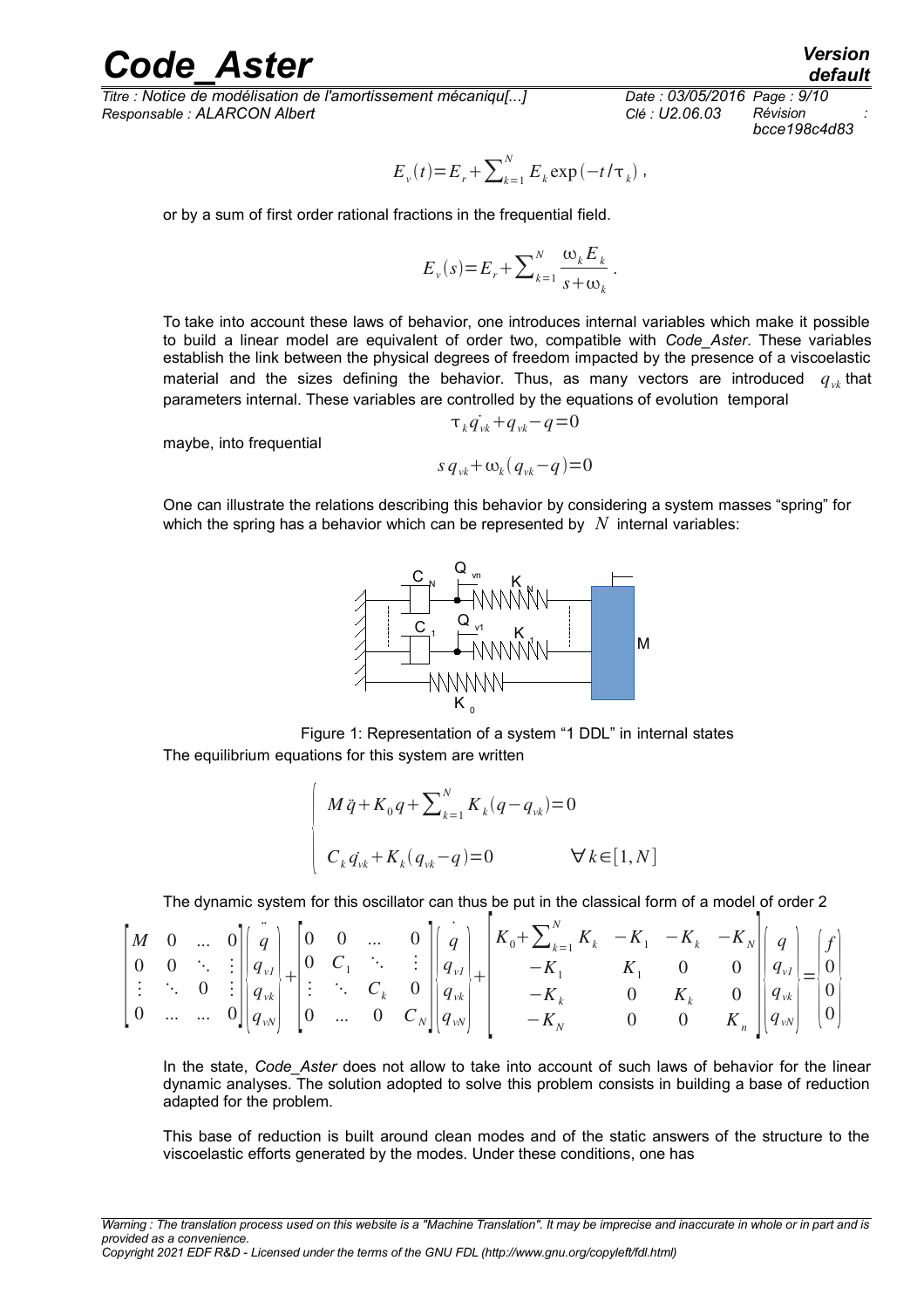$$E_v(t)=E_r+\sum_{k=1}^{N} E_k \exp(-t/\tau_k) ,$$

or by a sum of first order rational fractions in the frequential field.

$$E_v(s)=E_r+\sum_{k=1}^{N} \frac{\omega_k E_k}{s+\omega_k} .$$

To take into account these laws of behavior, one introduces internal variables which make it possible to build a linear model are equivalent of order two, compatible with *Code_Aster*. These variables establish the link between the physical degrees of freedom impacted by the presence of a viscoelastic material and the sizes defining the behavior. Thus, as many vectors are introduced $q_{vk}$ that parameters internal. These variables are controlled by the equations of evolution temporal

$$\tau_k \dot{q}_{vk}+q_{vk}-q=0$$

maybe, into frequential

$$s\, q_{vk}+\omega_k(q_{vk}-q)=0$$

One can illustrate the relations describing this behavior by considering a system masses "spring" for which the spring has a behavior which can be represented by $N$ internal variables:

Figure 1: Representation of a system "1 DDL" in internal states

The equilibrium equations for this system are written

$$\begin{cases} M\ddot{q}+K_0 q+\sum_{k=1}^{N} K_k(q-q_{vk})=0 \\ C_k \dot{q}_{vk}+K_k(q_{vk}-q)=0 \qquad \forall k\in[1,N] \end{cases}$$

The dynamic system for this oscillator can thus be put in the classical form of a model of order 2

$$\begin{bmatrix} M & 0 & \dots & 0 \\ 0 & 0 & \ddots & \vdots \\ \vdots & \ddots & 0 & \vdots \\ 0 & \dots & \dots & 0 \end{bmatrix} \begin{pmatrix} \ddot{q} \\ q_{v1} \\ q_{vk} \\ q_{vN} \end{pmatrix} + \begin{bmatrix} 0 & 0 & \dots & 0 \\ 0 & C_1 & \ddots & \vdots \\ \vdots & \ddots & C_k & 0 \\ 0 & \dots & 0 & C_N \end{bmatrix} \begin{pmatrix} \dot{q} \\ q_{v1} \\ q_{vk} \\ q_{vN} \end{pmatrix} + \begin{bmatrix} K_0+\sum_{k=1}^{N} K_k & -K_1 & -K_k & -K_N \\ -K_1 & K_1 & 0 & 0 \\ -K_k & 0 & K_k & 0 \\ -K_N & 0 & 0 & K_n \end{bmatrix} \begin{pmatrix} q \\ q_{v1} \\ q_{vk} \\ q_{vN} \end{pmatrix} = \begin{pmatrix} f \\ 0 \\ 0 \\ 0 \end{pmatrix}$$

In the state, *Code_Aster* does not allow to take into account of such laws of behavior for the linear dynamic analyses. The solution adopted to solve this problem consists in building a base of reduction adapted for the problem.

This base of reduction is built around clean modes and of the static answers of the structure to the viscoelastic efforts generated by the modes. Under these conditions, one has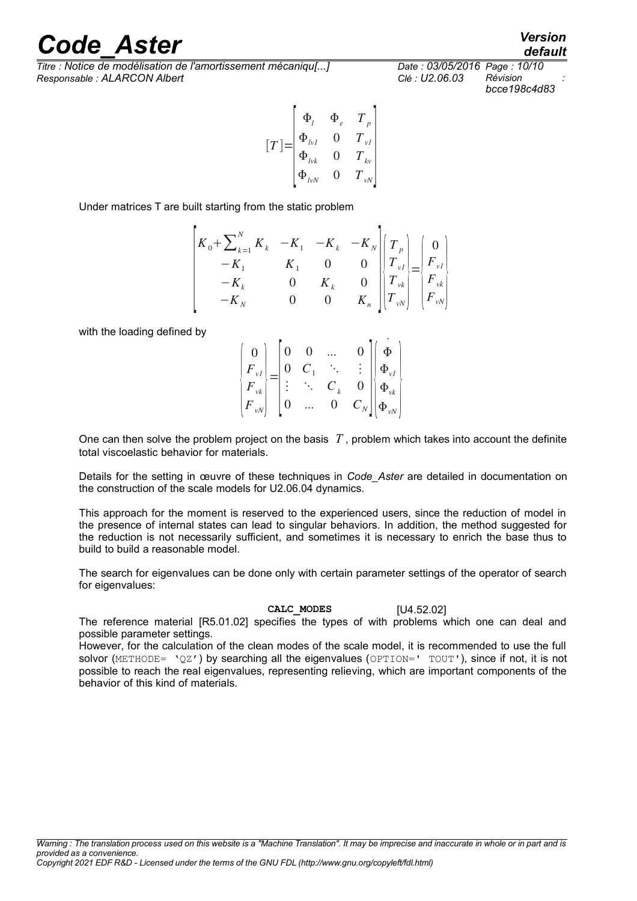$$[T]=\begin{bmatrix} \Phi_l & \Phi_e & T_p \\ \Phi_{lv1} & 0 & T_{v1} \\ \Phi_{lvk} & 0 & T_{kv} \\ \Phi_{lvN} & 0 & T_{vN} \end{bmatrix}$$

Under matrices T are built starting from the static problem

$$\begin{bmatrix} K_0+\sum_{k=1}^{N} K_k & -K_1 & -K_k & -K_N \\ -K_1 & K_1 & 0 & 0 \\ -K_k & 0 & K_k & 0 \\ -K_N & 0 & 0 & K_n \end{bmatrix} \begin{pmatrix} T_p \\ T_{v1} \\ T_{vk} \\ T_{vN} \end{pmatrix} = \begin{pmatrix} 0 \\ F_{v1} \\ F_{vk} \\ F_{vN} \end{pmatrix}$$

with the loading defined by

$$\begin{pmatrix} 0 \\ F_{v1} \\ F_{vk} \\ F_{vN} \end{pmatrix} = \begin{bmatrix} 0 & 0 & \dots & 0 \\ 0 & C_1 & \ddots & \vdots \\ \vdots & \ddots & C_k & 0 \\ 0 & \dots & 0 & C_N \end{bmatrix} \begin{pmatrix} \dot{\Phi} \\ \Phi_{v1} \\ \Phi_{vk} \\ \Phi_{vN} \end{pmatrix}$$

One can then solve the problem project on the basis $T$, problem which takes into account the definite total viscoelastic behavior for materials.

Details for the setting in œuvre of these techniques in *Code_Aster* are detailed in documentation on the construction of the scale models for U2.06.04 dynamics.

This approach for the moment is reserved to the experienced users, since the reduction of model in the presence of internal states can lead to singular behaviors. In addition, the method suggested for the reduction is not necessarily sufficient, and sometimes it is necessary to enrich the base thus to build to build a reasonable model.

The search for eigenvalues can be done only with certain parameter settings of the operator of search for eigenvalues:

**CALC_MODES** [U4.52.02]

The reference material [R5.01.02] specifies the types of with problems which one can deal and possible parameter settings.

However, for the calculation of the clean modes of the scale model, it is recommended to use the full solvor (METHODE= 'QZ') by searching all the eigenvalues (OPTION=' TOUT'), since if not, it is not possible to reach the real eigenvalues, representing relieving, which are important components of the behavior of this kind of materials.